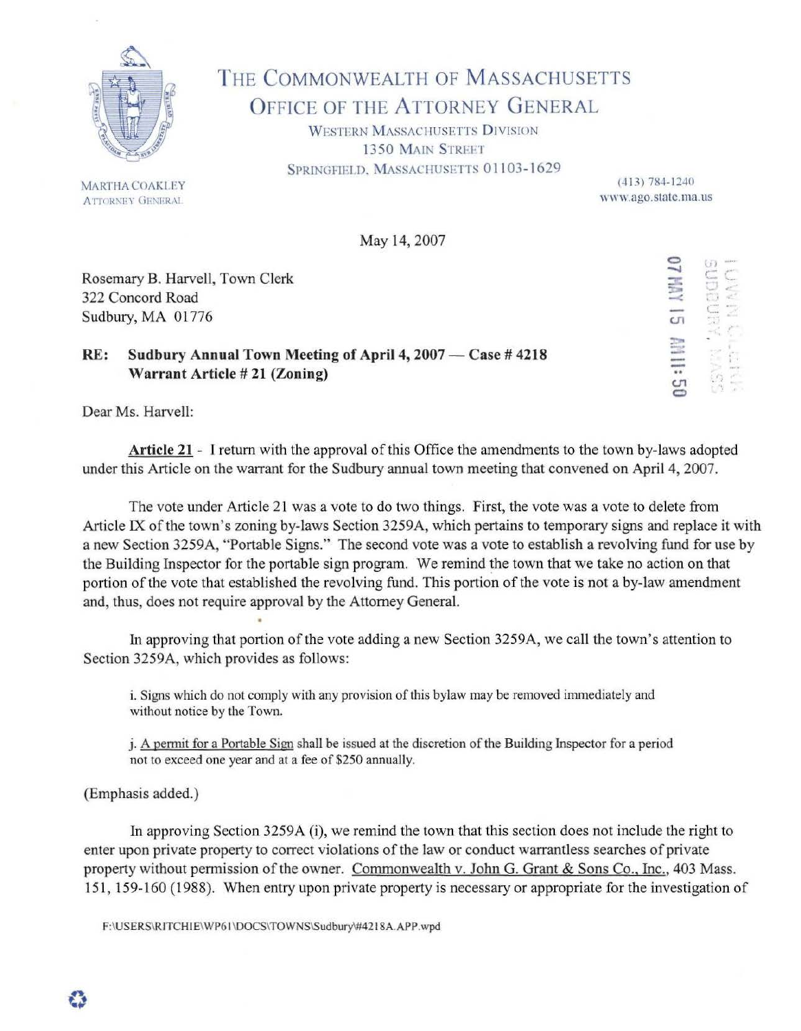# THE COMMONWEALTH OF MASSACHUSETTS
## OFFICE OF THE ATTORNEY GENERAL

WESTERN MASSACHUSETTS DIVISION
1350 MAIN STREET
SPRINGFIELD, MASSACHUSETTS 01103-1629

MARTHA COAKLEY
ATTORNEY GENERAL

(413) 784-1240
www.ago.state.ma.us

May 14, 2007

TOWN CLERK
SUDBURY, MASS
07 MAY 15 AM 11:50

Rosemary B. Harvell, Town Clerk
322 Concord Road
Sudbury, MA 01776

**RE: Sudbury Annual Town Meeting of April 4, 2007 — Case # 4218**
**Warrant Article # 21 (Zoning)**

Dear Ms. Harvell:

**Article 21** - I return with the approval of this Office the amendments to the town by-laws adopted under this Article on the warrant for the Sudbury annual town meeting that convened on April 4, 2007.

The vote under Article 21 was a vote to do two things. First, the vote was a vote to delete from Article IX of the town's zoning by-laws Section 3259A, which pertains to temporary signs and replace it with a new Section 3259A, "Portable Signs." The second vote was a vote to establish a revolving fund for use by the Building Inspector for the portable sign program. We remind the town that we take no action on that portion of the vote that established the revolving fund. This portion of the vote is not a by-law amendment and, thus, does not require approval by the Attorney General.

In approving that portion of the vote adding a new Section 3259A, we call the town's attention to Section 3259A, which provides as follows:

> i. Signs which do not comply with any provision of this bylaw may be removed immediately and without notice by the Town.
>
> j. A permit for a Portable Sign shall be issued at the discretion of the Building Inspector for a period not to exceed one year and at a fee of $250 annually.

(Emphasis added.)

In approving Section 3259A (i), we remind the town that this section does not include the right to enter upon private property to correct violations of the law or conduct warrantless searches of private property without permission of the owner. Commonwealth v. John G. Grant & Sons Co., Inc., 403 Mass. 151, 159-160 (1988). When entry upon private property is necessary or appropriate for the investigation of

F:\USERS\RITCHIE\WP61\DOCS\TOWNS\Sudbury\#4218A.APP.wpd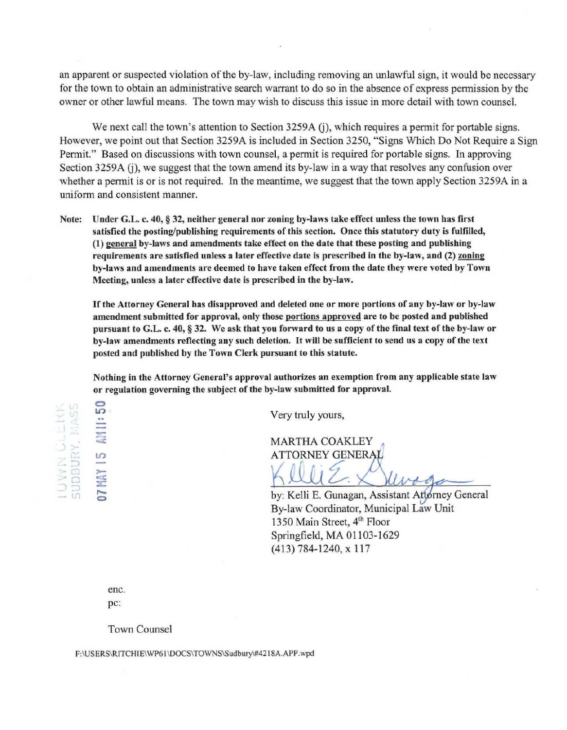an apparent or suspected violation of the by-law, including removing an unlawful sign, it would be necessary for the town to obtain an administrative search warrant to do so in the absence of express permission by the owner or other lawful means. The town may wish to discuss this issue in more detail with town counsel.

We next call the town's attention to Section 3259A (j), which requires a permit for portable signs. However, we point out that Section 3259A is included in Section 3250, "Signs Which Do Not Require a Sign Permit." Based on discussions with town counsel, a permit is required for portable signs. In approving Section 3259A (j), we suggest that the town amend its by-law in a way that resolves any confusion over whether a permit is or is not required. In the meantime, we suggest that the town apply Section 3259A in a uniform and consistent manner.

**Note: Under G.L. c. 40, § 32, neither general nor zoning by-laws take effect unless the town has first satisfied the posting/publishing requirements of this section. Once this statutory duty is fulfilled, (1) <u>general</u> by-laws and amendments take effect on the date that these posting and publishing requirements are satisfied unless a later effective date is prescribed in the by-law, and (2) <u>zoning</u> by-laws and amendments are deemed to have taken effect from the date they were voted by Town Meeting, unless a later effective date is prescribed in the by-law.**

**If the Attorney General has disapproved and deleted one or more portions of any by-law or by-law amendment submitted for approval, only those <u>portions approved</u> are to be posted and published pursuant to G.L. c. 40, § 32. We ask that you forward to us a copy of the final text of the by-law or by-law amendments reflecting any such deletion. It will be sufficient to send us a copy of the text posted and published by the Town Clerk pursuant to this statute.**

**Nothing in the Attorney General's approval authorizes an exemption from any applicable state law or regulation governing the subject of the by-law submitted for approval.**

TOWN CLERK
SUDBURY, MASS
07 MAY 15 AM 11:50

Very truly yours,

MARTHA COAKLEY
ATTORNEY GENERAL

Kelli E. Gunagan

by: Kelli E. Gunagan, Assistant Attorney General
By-law Coordinator, Municipal Law Unit
1350 Main Street, 4th Floor
Springfield, MA 01103-1629
(413) 784-1240, x 117

enc.
pc:

Town Counsel

F:\USERS\RITCHIE\WP61\DOCS\TOWNS\Sudbury\#4218A.APP.wpd